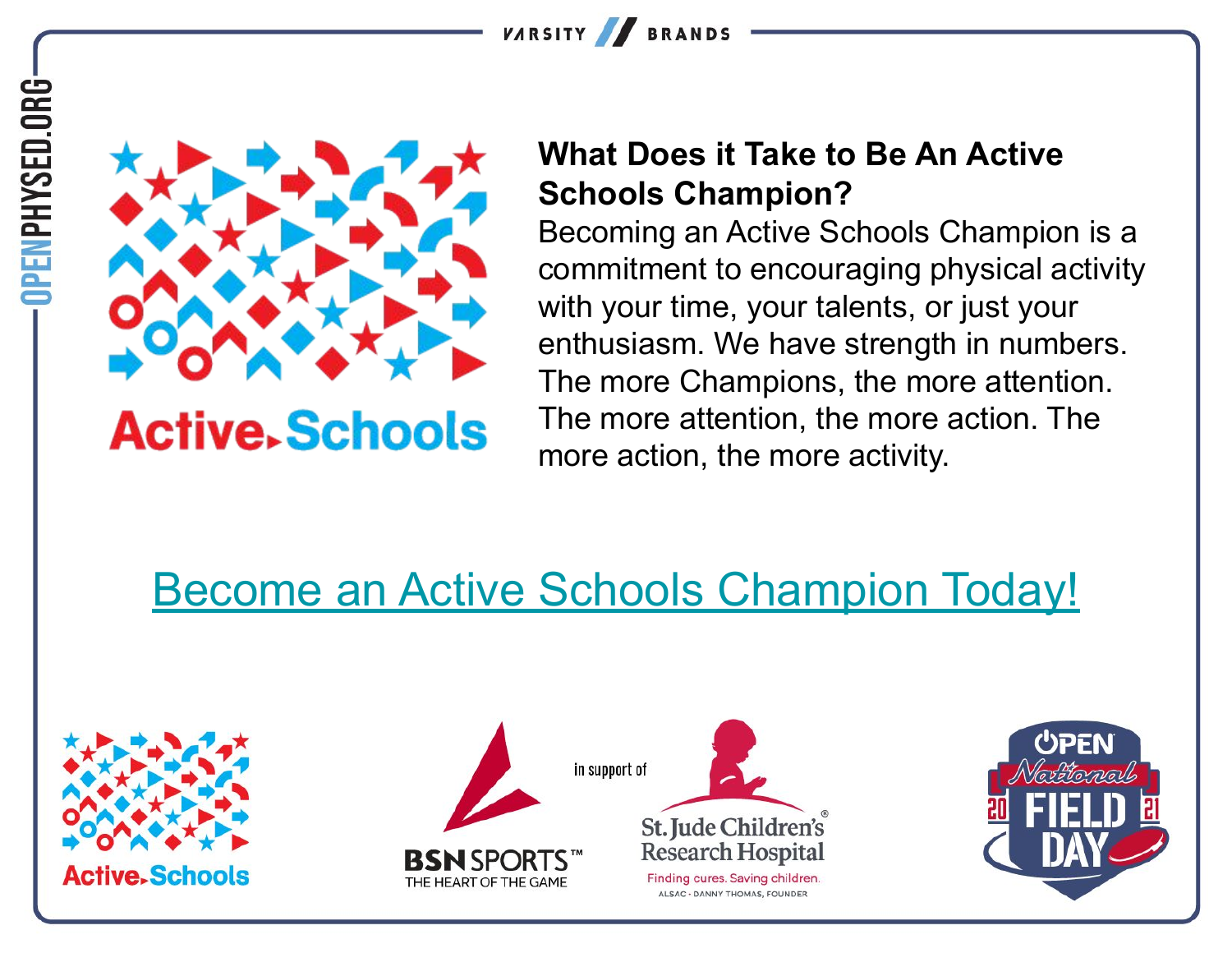## What Does it Take to Be An Active Schools Champion?

Becoming an Active Schools Champion is a commitment to encouraging physical activity with your time, your talents, or just your enthusiasm. We have strength in numbers. The more Champions, the more attention. The more attention, the more action. The more action, the more activity.

Become an Active Schools Champion Today!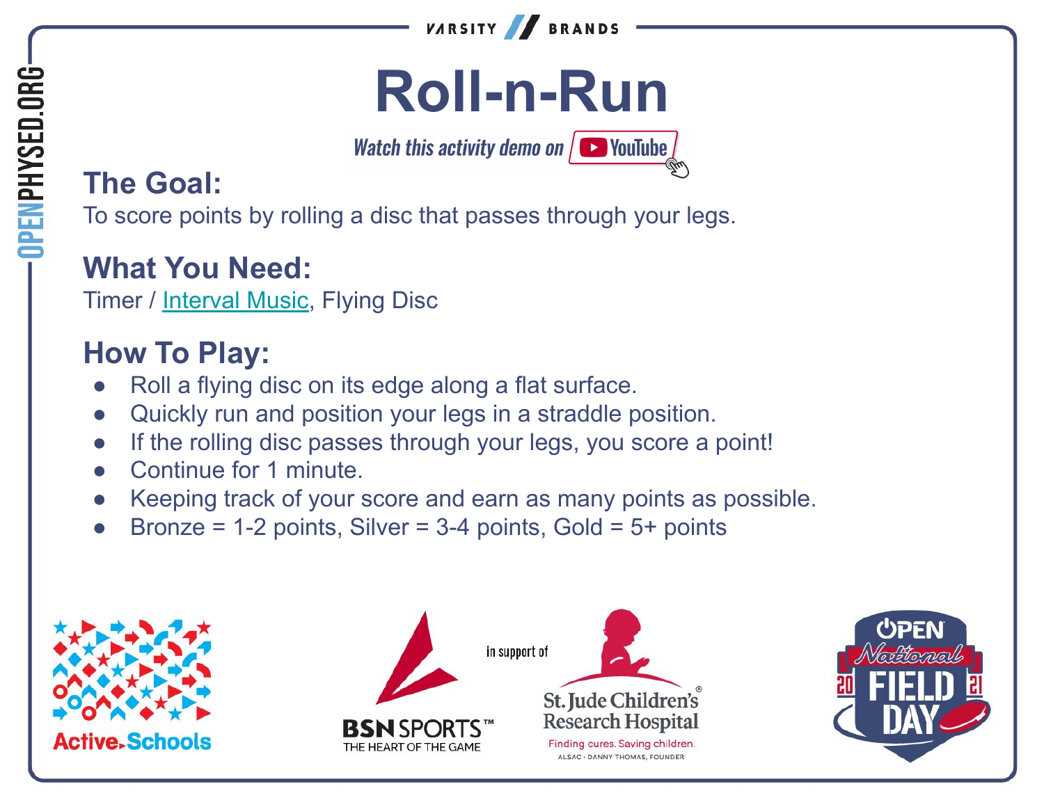# Roll-n-Run

*Watch this activity demo on YouTube*

## The Goal:

To score points by rolling a disc that passes through your legs.

## What You Need:

Timer / Interval Music, Flying Disc

## How To Play:

- Roll a flying disc on its edge along a flat surface.
- Quickly run and position your legs in a straddle position.
- If the rolling disc passes through your legs, you score a point!
- Continue for 1 minute.
- Keeping track of your score and earn as many points as possible.
- Bronze = 1-2 points, Silver = 3-4 points, Gold = 5+ points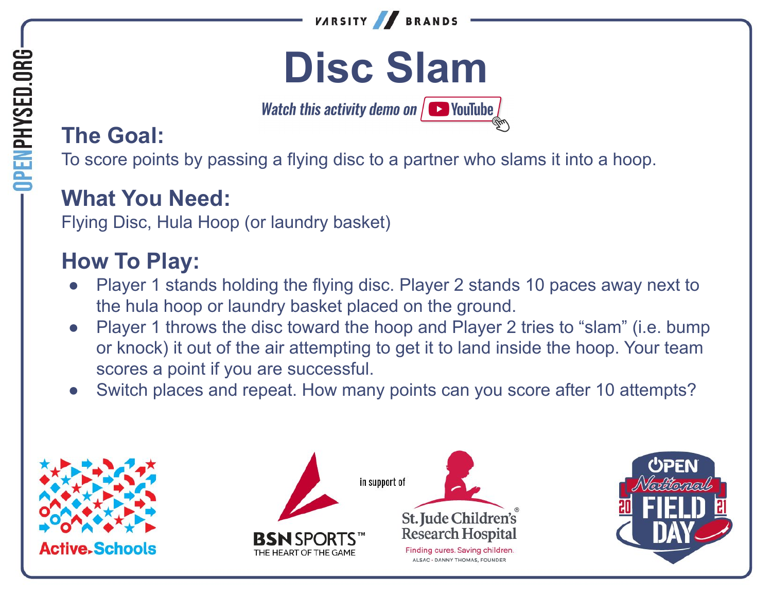# Disc Slam

*Watch this activity demo on YouTube*

## The Goal:

To score points by passing a flying disc to a partner who slams it into a hoop.

## What You Need:

Flying Disc, Hula Hoop (or laundry basket)

## How To Play:

- Player 1 stands holding the flying disc. Player 2 stands 10 paces away next to the hula hoop or laundry basket placed on the ground.
- Player 1 throws the disc toward the hoop and Player 2 tries to "slam" (i.e. bump or knock) it out of the air attempting to get it to land inside the hoop. Your team scores a point if you are successful.
- Switch places and repeat. How many points can you score after 10 attempts?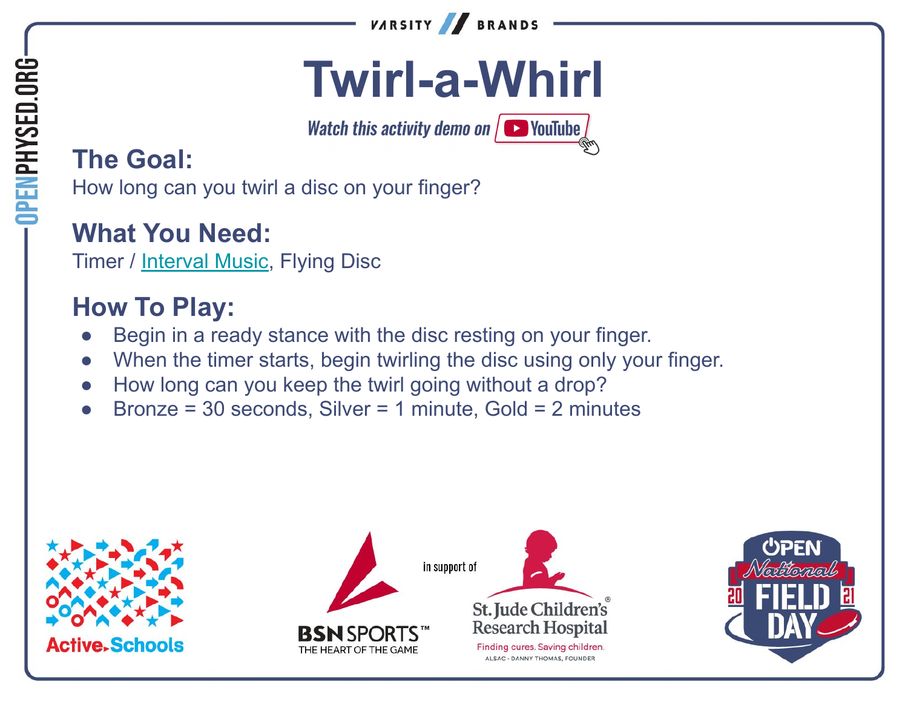# Twirl-a-Whirl

*Watch this activity demo on YouTube*

## The Goal:

How long can you twirl a disc on your finger?

## What You Need:

Timer / Interval Music, Flying Disc

## How To Play:

- Begin in a ready stance with the disc resting on your finger.
- When the timer starts, begin twirling the disc using only your finger.
- How long can you keep the twirl going without a drop?
- Bronze = 30 seconds, Silver = 1 minute, Gold = 2 minutes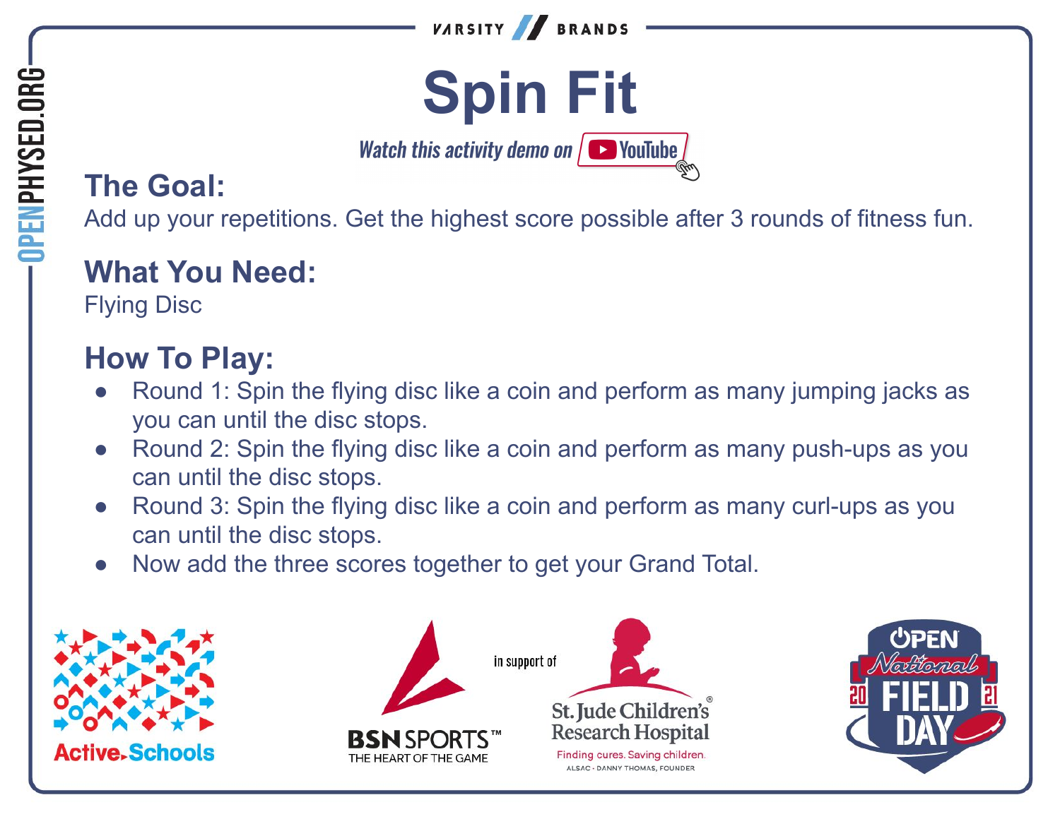VARSITY // BRANDS

# Spin Fit

*Watch this activity demo on YouTube*

## The Goal:

Add up your repetitions. Get the highest score possible after 3 rounds of fitness fun.

## What You Need:

Flying Disc

## How To Play:

- Round 1: Spin the flying disc like a coin and perform as many jumping jacks as you can until the disc stops.
- Round 2: Spin the flying disc like a coin and perform as many push-ups as you can until the disc stops.
- Round 3: Spin the flying disc like a coin and perform as many curl-ups as you can until the disc stops.
- Now add the three scores together to get your Grand Total.

Active Schools

BSN SPORTS™ THE HEART OF THE GAME

in support of

St. Jude Children's Research Hospital®
Finding cures. Saving children.
ALSAC · DANNY THOMAS, FOUNDER

OPEN National FIELD DAY 2021

OPENPHYSED.ORG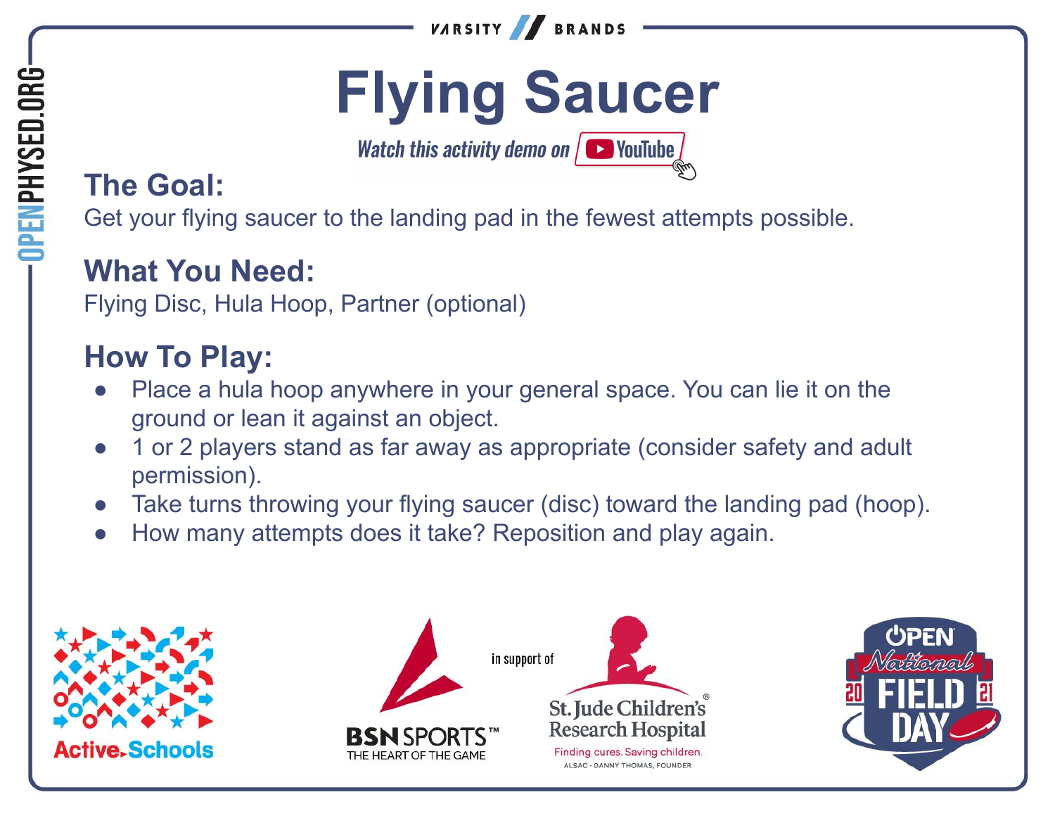# Flying Saucer

*Watch this activity demo on YouTube*

## The Goal:

Get your flying saucer to the landing pad in the fewest attempts possible.

## What You Need:

Flying Disc, Hula Hoop, Partner (optional)

## How To Play:

- Place a hula hoop anywhere in your general space. You can lie it on the ground or lean it against an object.
- 1 or 2 players stand as far away as appropriate (consider safety and adult permission).
- Take turns throwing your flying saucer (disc) toward the landing pad (hoop).
- How many attempts does it take? Reposition and play again.